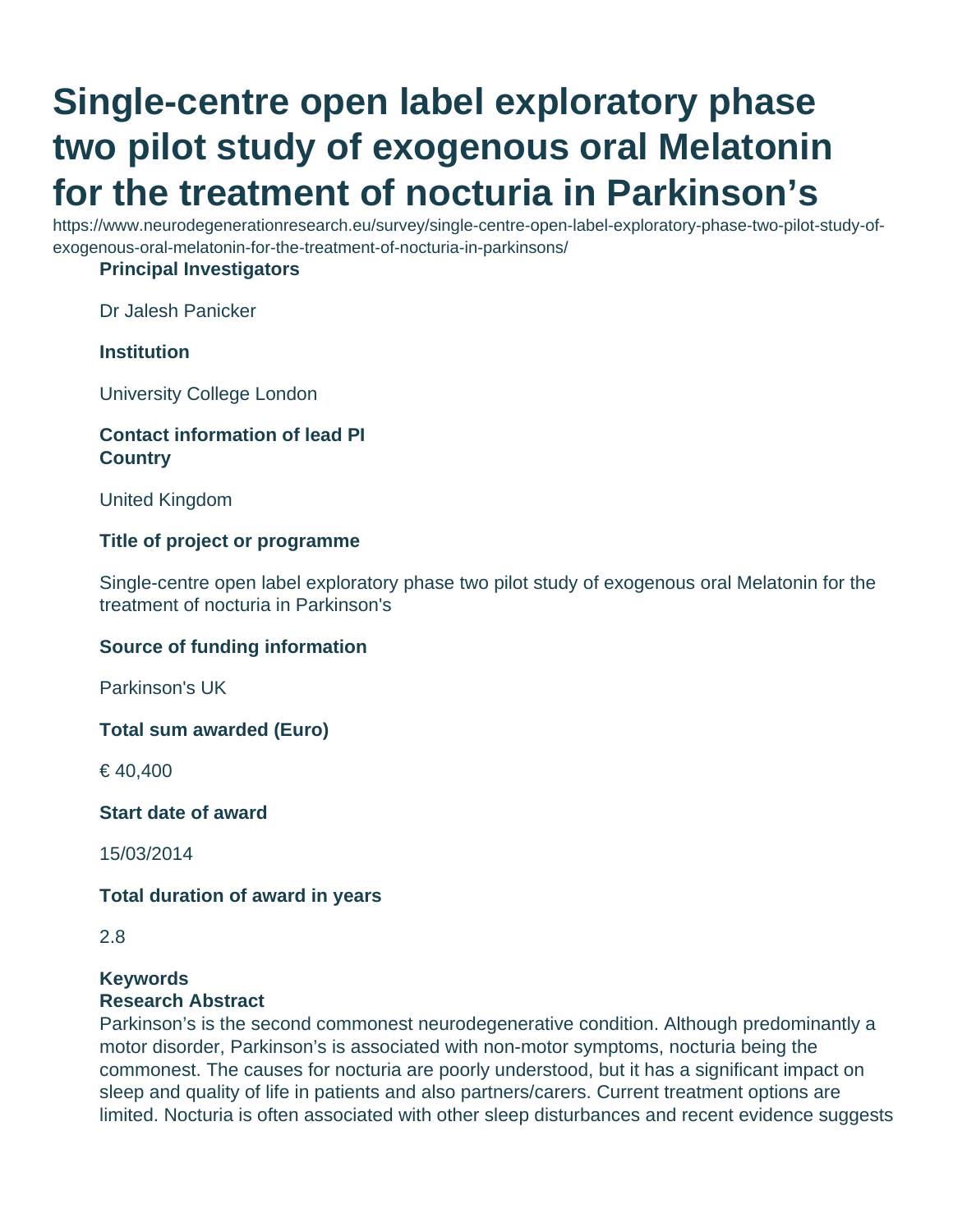# Single-centre open label exploratory phase two pilot study of exogenous oral Melatonin for the treatment of nocturia in Parkinson's

https://www.neurodegenerationresearch.eu/survey/single-centre-open-label-exploratory-phase-two-pilot-study-of-exogenous-oral-melatonin-for-the-treatment-of-nocturia-in-parkinsons/

**Principal Investigators**

Dr Jalesh Panicker

**Institution**

University College London

**Contact information of lead PI**

**Country**

United Kingdom

**Title of project or programme**

Single-centre open label exploratory phase two pilot study of exogenous oral Melatonin for the treatment of nocturia in Parkinson's

**Source of funding information**

Parkinson's UK

**Total sum awarded (Euro)**

€ 40,400

**Start date of award**

15/03/2014

**Total duration of award in years**

2.8

**Keywords**

**Research Abstract**

Parkinson's is the second commonest neurodegenerative condition. Although predominantly a motor disorder, Parkinson's is associated with non-motor symptoms, nocturia being the commonest. The causes for nocturia are poorly understood, but it has a significant impact on sleep and quality of life in patients and also partners/carers. Current treatment options are limited. Nocturia is often associated with other sleep disturbances and recent evidence suggests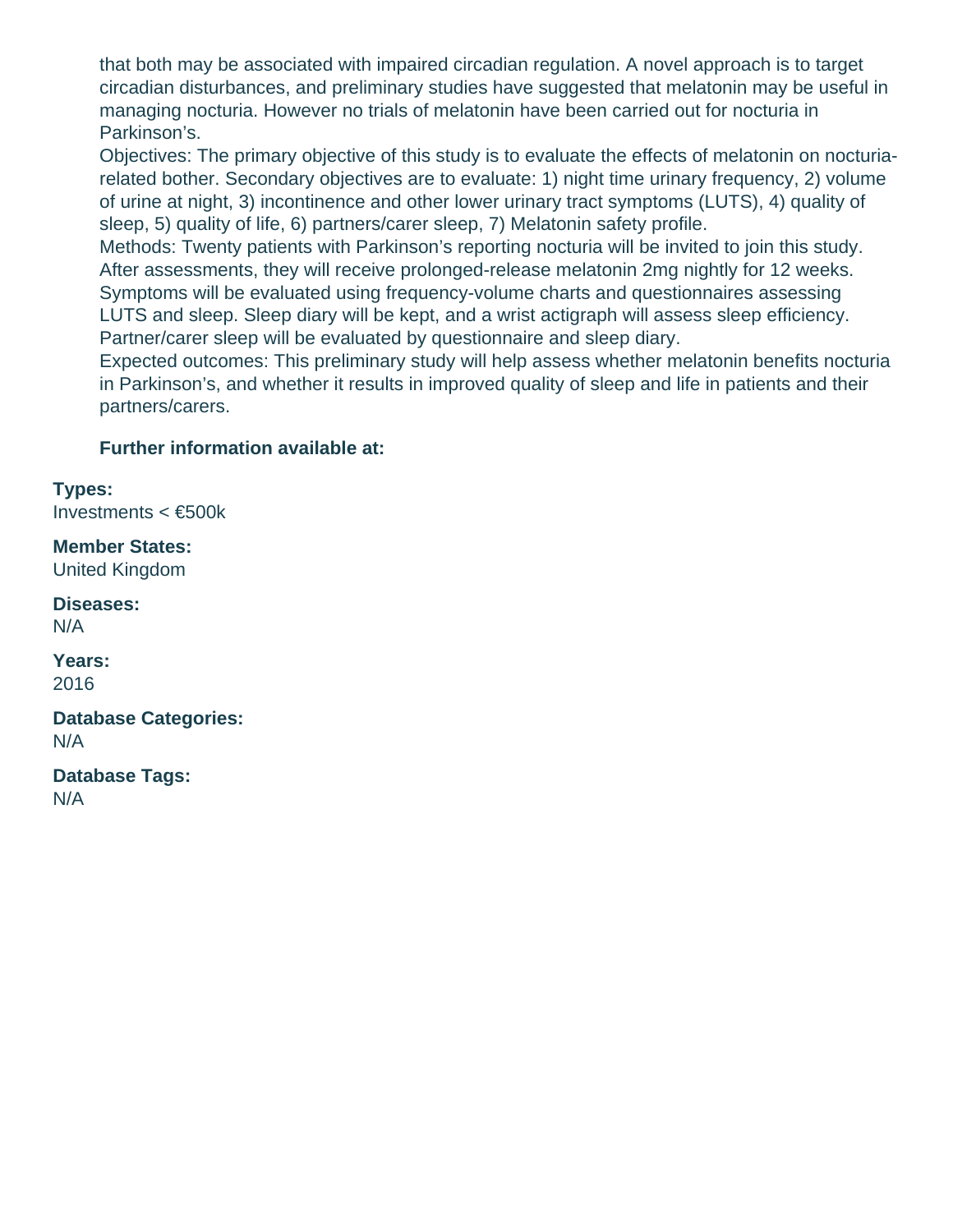that both may be associated with impaired circadian regulation. A novel approach is to target circadian disturbances, and preliminary studies have suggested that melatonin may be useful in managing nocturia. However no trials of melatonin have been carried out for nocturia in Parkinson's.

Objectives: The primary objective of this study is to evaluate the effects of melatonin on nocturia-related bother. Secondary objectives are to evaluate: 1) night time urinary frequency, 2) volume of urine at night, 3) incontinence and other lower urinary tract symptoms (LUTS), 4) quality of sleep, 5) quality of life, 6) partners/carer sleep, 7) Melatonin safety profile.

Methods: Twenty patients with Parkinson's reporting nocturia will be invited to join this study. After assessments, they will receive prolonged-release melatonin 2mg nightly for 12 weeks. Symptoms will be evaluated using frequency-volume charts and questionnaires assessing LUTS and sleep. Sleep diary will be kept, and a wrist actigraph will assess sleep efficiency. Partner/carer sleep will be evaluated by questionnaire and sleep diary.

Expected outcomes: This preliminary study will help assess whether melatonin benefits nocturia in Parkinson's, and whether it results in improved quality of sleep and life in patients and their partners/carers.

**Further information available at:**

**Types:**
Investments < €500k

**Member States:**
United Kingdom

**Diseases:**
N/A

**Years:**
2016

**Database Categories:**
N/A

**Database Tags:**
N/A